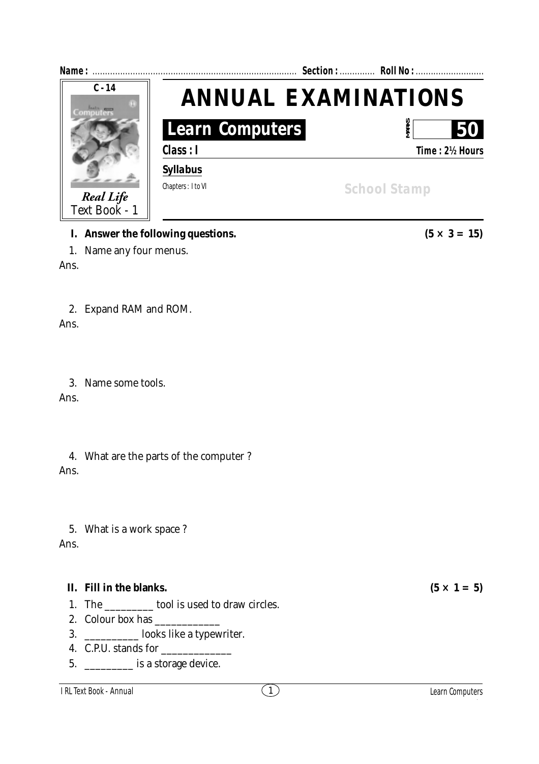Name : ................................................................................ Section : ............. Roll No : ...........................

C - 14

*Real Life*
Text Book - 1

# ANNUAL EXAMINATIONS

## Learn Computers

MARKS 50

**Class : I** **Time : 2½ Hours**

**Syllabus**

Chapters : I to VI

School Stamp

**I. Answer the following questions.** **(5 × 3 = 15)**

1. Name any four menus.

Ans.

2. Expand RAM and ROM.

Ans.

3. Name some tools.

Ans.

4. What are the parts of the computer ?

Ans.

5. What is a work space ?

Ans.

**II. Fill in the blanks.** **(5 × 1 = 5)**

1. The _________ tool is used to draw circles.
2. Colour box has ____________
3. __________ looks like a typewriter.
4. C.P.U. stands for _____________
5. _________ is a storage device.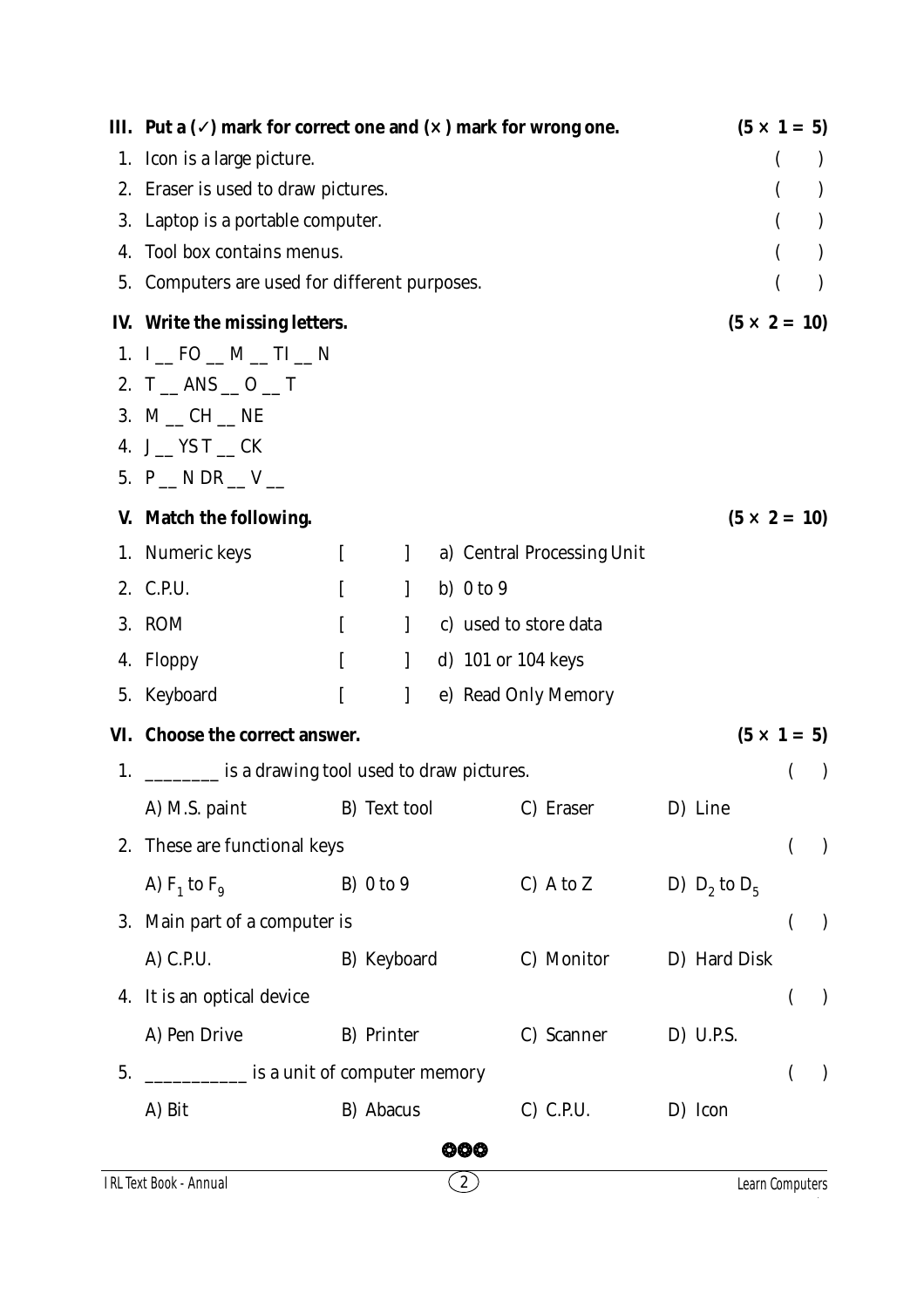**III. Put a (✓) mark for correct one and (×) mark for wrong one.** **(5 × 1 = 5)**

1. Icon is a large picture. ( )
2. Eraser is used to draw pictures. ( )
3. Laptop is a portable computer. ( )
4. Tool box contains menus. ( )
5. Computers are used for different purposes. ( )

**IV. Write the missing letters.** **(5 × 2 = 10)**

1. I __ FO __ M __ TI __ N
2. T __ ANS __ O __ T
3. M __ CH __ NE
4. J __ YS T __ CK
5. P __ N DR __ V __

**V. Match the following.** **(5 × 2 = 10)**

| | | | |
|---|---|---|---|
| 1. Numeric keys | [ ] | a) Central Processing Unit |
| 2. C.P.U. | [ ] | b) 0 to 9 |
| 3. ROM | [ ] | c) used to store data |
| 4. Floppy | [ ] | d) 101 or 104 keys |
| 5. Keyboard | [ ] | e) Read Only Memory |

**VI. Choose the correct answer.** **(5 × 1 = 5)**

1. ________ is a drawing tool used to draw pictures. ( )

   A) M.S. paint B) Text tool C) Eraser D) Line

2. These are functional keys ( )

   A) $F_1$ to $F_9$ B) 0 to 9 C) A to Z D) $D_2$ to $D_5$

3. Main part of a computer is ( )

   A) C.P.U. B) Keyboard C) Monitor D) Hard Disk

4. It is an optical device ( )

   A) Pen Drive B) Printer C) Scanner D) U.P.S.

5. ___________ is a unit of computer memory ( )

   A) Bit B) Abacus C) C.P.U. D) Icon